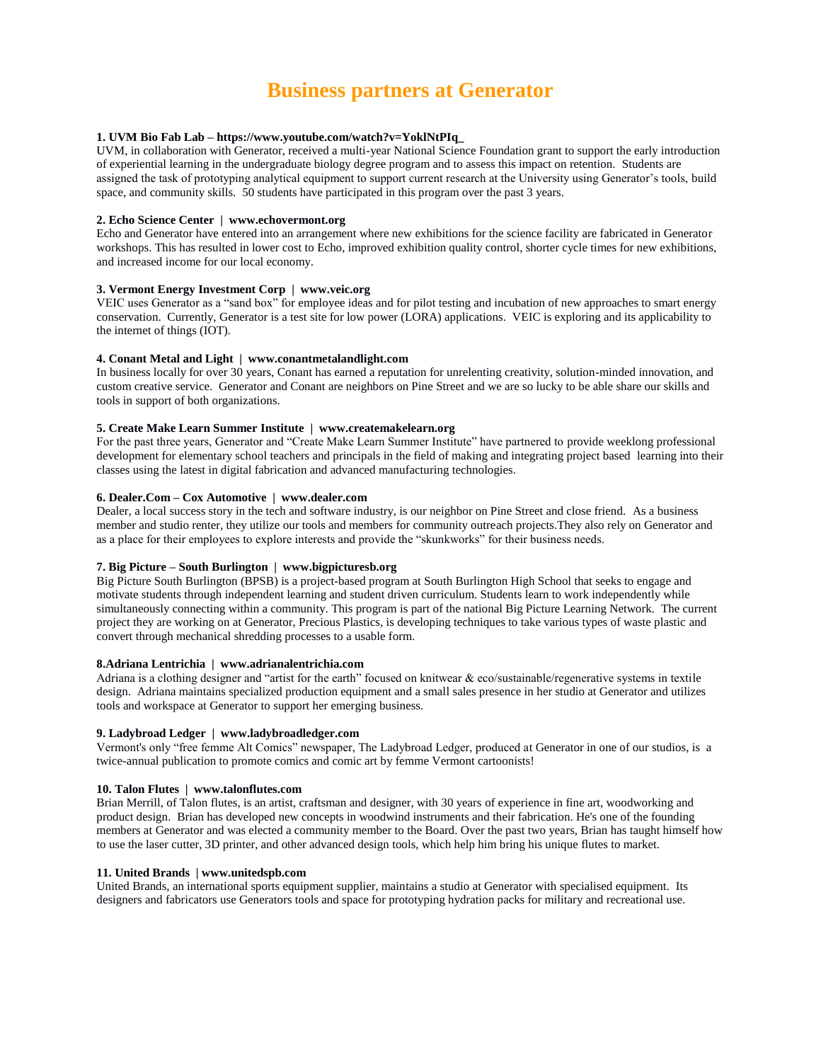# Business partners at Generator

**1. UVM Bio Fab Lab – https://www.youtube.com/watch?v=YoklNtPIq_**
UVM, in collaboration with Generator, received a multi-year National Science Foundation grant to support the early introduction of experiential learning in the undergraduate biology degree program and to assess this impact on retention. Students are assigned the task of prototyping analytical equipment to support current research at the University using Generator's tools, build space, and community skills. 50 students have participated in this program over the past 3 years.

**2. Echo Science Center | www.echovermont.org**
Echo and Generator have entered into an arrangement where new exhibitions for the science facility are fabricated in Generator workshops. This has resulted in lower cost to Echo, improved exhibition quality control, shorter cycle times for new exhibitions, and increased income for our local economy.

**3. Vermont Energy Investment Corp | www.veic.org**
VEIC uses Generator as a "sand box" for employee ideas and for pilot testing and incubation of new approaches to smart energy conservation. Currently, Generator is a test site for low power (LORA) applications. VEIC is exploring and its applicability to the internet of things (IOT).

**4. Conant Metal and Light | www.conantmetalandlight.com**
In business locally for over 30 years, Conant has earned a reputation for unrelenting creativity, solution-minded innovation, and custom creative service. Generator and Conant are neighbors on Pine Street and we are so lucky to be able share our skills and tools in support of both organizations.

**5. Create Make Learn Summer Institute | www.createmakelearn.org**
For the past three years, Generator and "Create Make Learn Summer Institute" have partnered to provide weeklong professional development for elementary school teachers and principals in the field of making and integrating project based learning into their classes using the latest in digital fabrication and advanced manufacturing technologies.

**6. Dealer.Com – Cox Automotive | www.dealer.com**
Dealer, a local success story in the tech and software industry, is our neighbor on Pine Street and close friend. As a business member and studio renter, they utilize our tools and members for community outreach projects.They also rely on Generator and as a place for their employees to explore interests and provide the "skunkworks" for their business needs.

**7. Big Picture – South Burlington | www.bigpicturesb.org**
Big Picture South Burlington (BPSB) is a project-based program at South Burlington High School that seeks to engage and motivate students through independent learning and student driven curriculum. Students learn to work independently while simultaneously connecting within a community. This program is part of the national Big Picture Learning Network. The current project they are working on at Generator, Precious Plastics, is developing techniques to take various types of waste plastic and convert through mechanical shredding processes to a usable form.

**8.Adriana Lentrichia | www.adrianalentrichia.com**
Adriana is a clothing designer and "artist for the earth" focused on knitwear & eco/sustainable/regenerative systems in textile design. Adriana maintains specialized production equipment and a small sales presence in her studio at Generator and utilizes tools and workspace at Generator to support her emerging business.

**9. Ladybroad Ledger | www.ladybroadledger.com**
Vermont's only "free femme Alt Comics" newspaper, The Ladybroad Ledger, produced at Generator in one of our studios, is a twice-annual publication to promote comics and comic art by femme Vermont cartoonists!

**10. Talon Flutes | www.talonflutes.com**
Brian Merrill, of Talon flutes, is an artist, craftsman and designer, with 30 years of experience in fine art, woodworking and product design. Brian has developed new concepts in woodwind instruments and their fabrication. He's one of the founding members at Generator and was elected a community member to the Board. Over the past two years, Brian has taught himself how to use the laser cutter, 3D printer, and other advanced design tools, which help him bring his unique flutes to market.

**11. United Brands | www.unitedspb.com**
United Brands, an international sports equipment supplier, maintains a studio at Generator with specialised equipment. Its designers and fabricators use Generators tools and space for prototyping hydration packs for military and recreational use.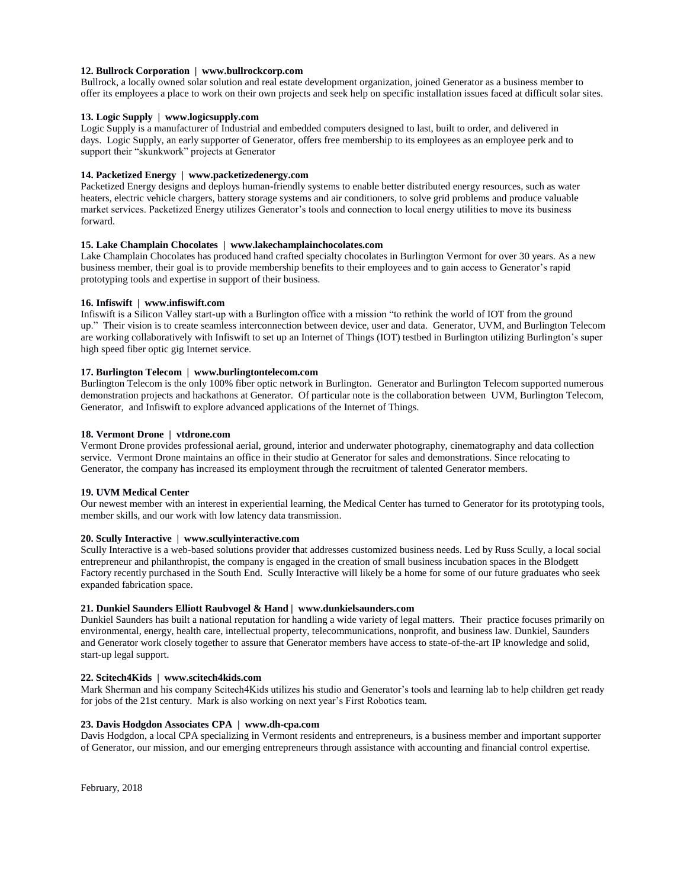**12. Bullrock Corporation | www.bullrockcorp.com**

Bullrock, a locally owned solar solution and real estate development organization, joined Generator as a business member to offer its employees a place to work on their own projects and seek help on specific installation issues faced at difficult solar sites.

**13. Logic Supply | www.logicsupply.com**

Logic Supply is a manufacturer of Industrial and embedded computers designed to last, built to order, and delivered in days. Logic Supply, an early supporter of Generator, offers free membership to its employees as an employee perk and to support their "skunkwork" projects at Generator

**14. Packetized Energy | www.packetizedenergy.com**

Packetized Energy designs and deploys human-friendly systems to enable better distributed energy resources, such as water heaters, electric vehicle chargers, battery storage systems and air conditioners, to solve grid problems and produce valuable market services. Packetized Energy utilizes Generator's tools and connection to local energy utilities to move its business forward.

**15. Lake Champlain Chocolates | www.lakechamplainchocolates.com**

Lake Champlain Chocolates has produced hand crafted specialty chocolates in Burlington Vermont for over 30 years. As a new business member, their goal is to provide membership benefits to their employees and to gain access to Generator's rapid prototyping tools and expertise in support of their business.

**16. Infiswift | www.infiswift.com**

Infiswift is a Silicon Valley start-up with a Burlington office with a mission "to rethink the world of IOT from the ground up." Their vision is to create seamless interconnection between device, user and data. Generator, UVM, and Burlington Telecom are working collaboratively with Infiswift to set up an Internet of Things (IOT) testbed in Burlington utilizing Burlington's super high speed fiber optic gig Internet service.

**17. Burlington Telecom | www.burlingtontelecom.com**

Burlington Telecom is the only 100% fiber optic network in Burlington. Generator and Burlington Telecom supported numerous demonstration projects and hackathons at Generator. Of particular note is the collaboration between UVM, Burlington Telecom, Generator, and Infiswift to explore advanced applications of the Internet of Things.

**18. Vermont Drone | vtdrone.com**

Vermont Drone provides professional aerial, ground, interior and underwater photography, cinematography and data collection service. Vermont Drone maintains an office in their studio at Generator for sales and demonstrations. Since relocating to Generator, the company has increased its employment through the recruitment of talented Generator members.

**19. UVM Medical Center**

Our newest member with an interest in experiential learning, the Medical Center has turned to Generator for its prototyping tools, member skills, and our work with low latency data transmission.

**20. Scully Interactive | www.scullyinteractive.com**

Scully Interactive is a web-based solutions provider that addresses customized business needs. Led by Russ Scully, a local social entrepreneur and philanthropist, the company is engaged in the creation of small business incubation spaces in the Blodgett Factory recently purchased in the South End. Scully Interactive will likely be a home for some of our future graduates who seek expanded fabrication space.

**21. Dunkiel Saunders Elliott Raubvogel & Hand | www.dunkielsaunders.com**

Dunkiel Saunders has built a national reputation for handling a wide variety of legal matters. Their practice focuses primarily on environmental, energy, health care, intellectual property, telecommunications, nonprofit, and business law. Dunkiel, Saunders and Generator work closely together to assure that Generator members have access to state-of-the-art IP knowledge and solid, start-up legal support.

**22. Scitech4Kids | www.scitech4kids.com**

Mark Sherman and his company Scitech4Kids utilizes his studio and Generator's tools and learning lab to help children get ready for jobs of the 21st century. Mark is also working on next year's First Robotics team.

**23. Davis Hodgdon Associates CPA | www.dh-cpa.com**

Davis Hodgdon, a local CPA specializing in Vermont residents and entrepreneurs, is a business member and important supporter of Generator, our mission, and our emerging entrepreneurs through assistance with accounting and financial control expertise.

February, 2018